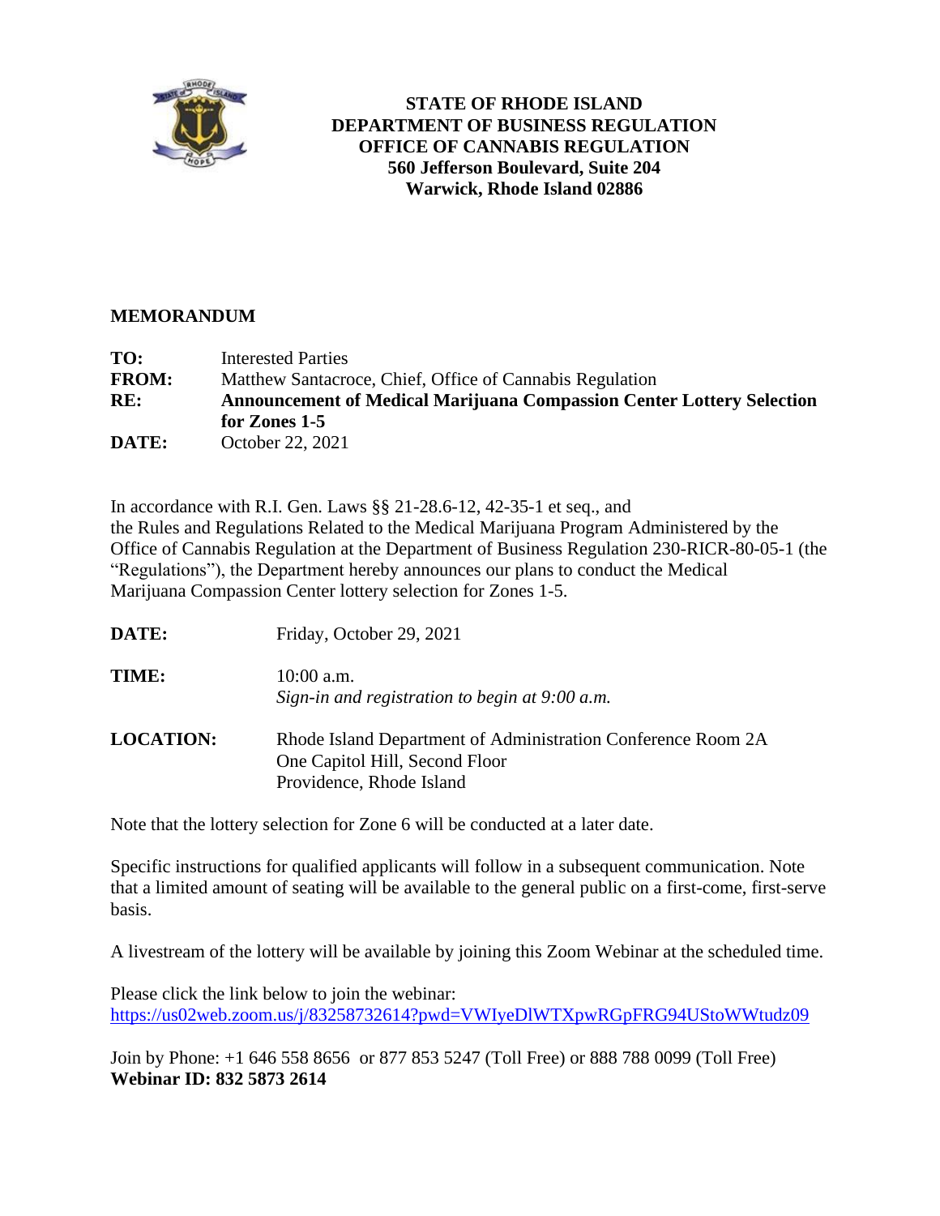**STATE OF RHODE ISLAND**
**DEPARTMENT OF BUSINESS REGULATION**
**OFFICE OF CANNABIS REGULATION**
**560 Jefferson Boulevard, Suite 204**
**Warwick, Rhode Island 02886**

## MEMORANDUM

**TO:** Interested Parties
**FROM:** Matthew Santacroce, Chief, Office of Cannabis Regulation
**RE:** **Announcement of Medical Marijuana Compassion Center Lottery Selection for Zones 1-5**
**DATE:** October 22, 2021

In accordance with R.I. Gen. Laws §§ 21-28.6-12, 42-35-1 et seq., and the Rules and Regulations Related to the Medical Marijuana Program Administered by the Office of Cannabis Regulation at the Department of Business Regulation 230-RICR-80-05-1 (the "Regulations"), the Department hereby announces our plans to conduct the Medical Marijuana Compassion Center lottery selection for Zones 1-5.

**DATE:** Friday, October 29, 2021

**TIME:** 10:00 a.m.
*Sign-in and registration to begin at 9:00 a.m.*

**LOCATION:** Rhode Island Department of Administration Conference Room 2A
One Capitol Hill, Second Floor
Providence, Rhode Island

Note that the lottery selection for Zone 6 will be conducted at a later date.

Specific instructions for qualified applicants will follow in a subsequent communication. Note that a limited amount of seating will be available to the general public on a first-come, first-serve basis.

A livestream of the lottery will be available by joining this Zoom Webinar at the scheduled time.

Please click the link below to join the webinar:
https://us02web.zoom.us/j/83258732614?pwd=VWIyeDlWTXpwRGpFRG94UStoWWtudz09

Join by Phone: +1 646 558 8656 or 877 853 5247 (Toll Free) or 888 788 0099 (Toll Free)
**Webinar ID: 832 5873 2614**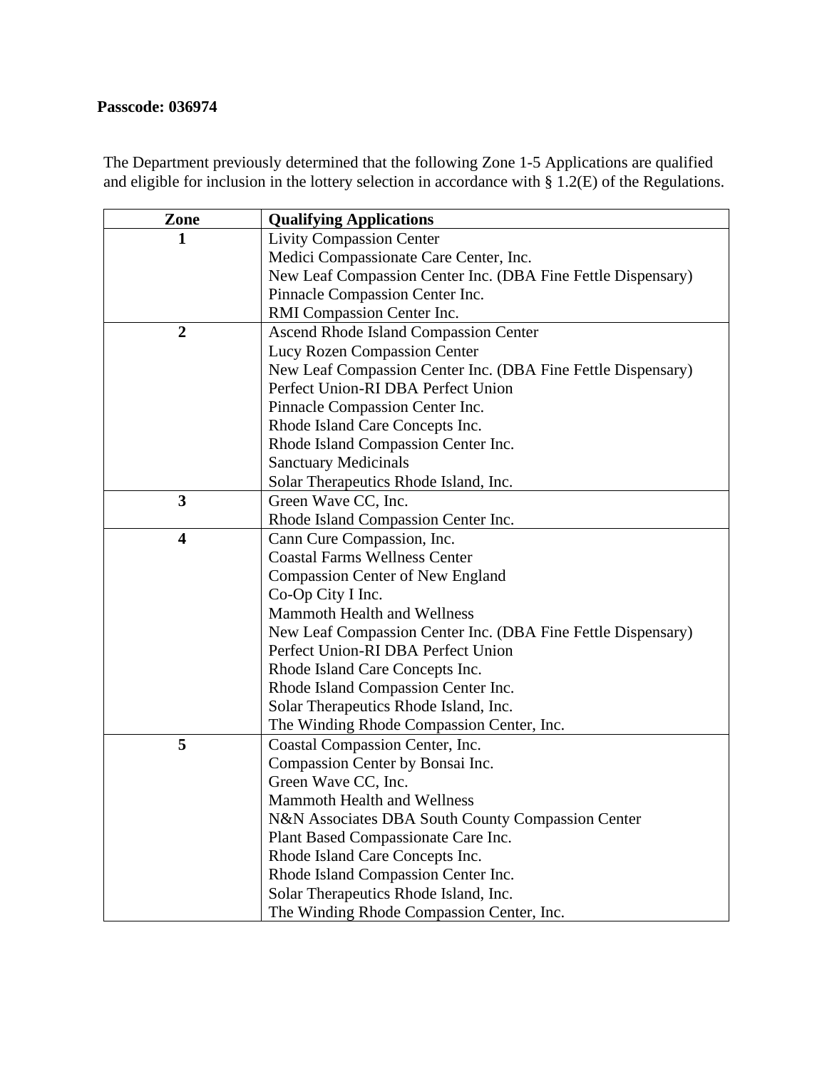**Passcode: 036974**

The Department previously determined that the following Zone 1-5 Applications are qualified and eligible for inclusion in the lottery selection in accordance with § 1.2(E) of the Regulations.

| Zone | Qualifying Applications |
| --- | --- |
| 1 | Livity Compassion Center<br>Medici Compassionate Care Center, Inc.<br>New Leaf Compassion Center Inc. (DBA Fine Fettle Dispensary)<br>Pinnacle Compassion Center Inc.<br>RMI Compassion Center Inc. |
| 2 | Ascend Rhode Island Compassion Center<br>Lucy Rozen Compassion Center<br>New Leaf Compassion Center Inc. (DBA Fine Fettle Dispensary)<br>Perfect Union-RI DBA Perfect Union<br>Pinnacle Compassion Center Inc.<br>Rhode Island Care Concepts Inc.<br>Rhode Island Compassion Center Inc.<br>Sanctuary Medicinals<br>Solar Therapeutics Rhode Island, Inc. |
| 3 | Green Wave CC, Inc.<br>Rhode Island Compassion Center Inc. |
| 4 | Cann Cure Compassion, Inc.<br>Coastal Farms Wellness Center<br>Compassion Center of New England<br>Co-Op City I Inc.<br>Mammoth Health and Wellness<br>New Leaf Compassion Center Inc. (DBA Fine Fettle Dispensary)<br>Perfect Union-RI DBA Perfect Union<br>Rhode Island Care Concepts Inc.<br>Rhode Island Compassion Center Inc.<br>Solar Therapeutics Rhode Island, Inc.<br>The Winding Rhode Compassion Center, Inc. |
| 5 | Coastal Compassion Center, Inc.<br>Compassion Center by Bonsai Inc.<br>Green Wave CC, Inc.<br>Mammoth Health and Wellness<br>N&N Associates DBA South County Compassion Center<br>Plant Based Compassionate Care Inc.<br>Rhode Island Care Concepts Inc.<br>Rhode Island Compassion Center Inc.<br>Solar Therapeutics Rhode Island, Inc.<br>The Winding Rhode Compassion Center, Inc. |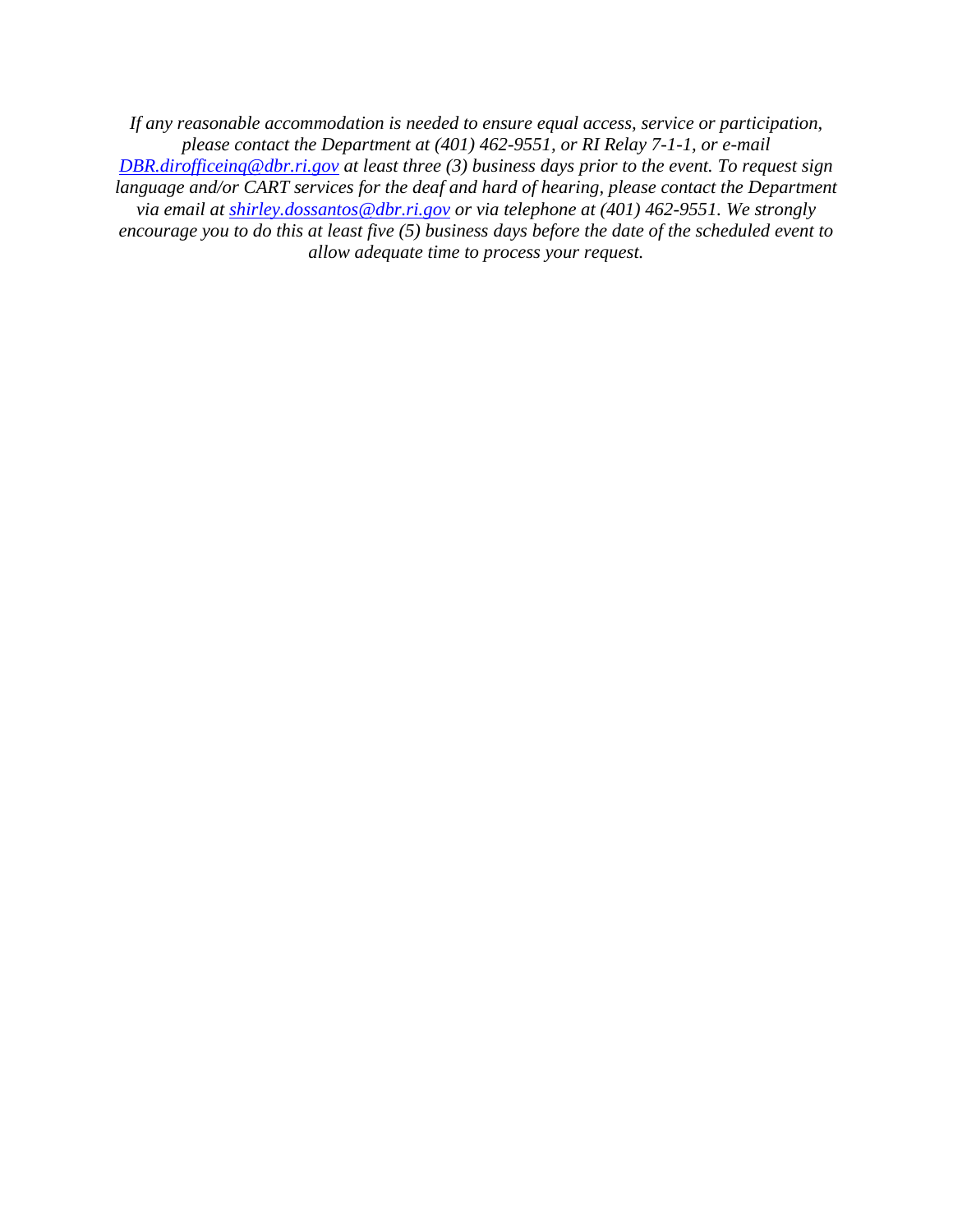*If any reasonable accommodation is needed to ensure equal access, service or participation, please contact the Department at (401) 462-9551, or RI Relay 7-1-1, or e-mail [DBR.dirofficeinq@dbr.ri.gov](mailto:DBR.dirofficeinq@dbr.ri.gov) at least three (3) business days prior to the event. To request sign language and/or CART services for the deaf and hard of hearing, please contact the Department via email at [shirley.dossantos@dbr.ri.gov](mailto:shirley.dossantos@dbr.ri.gov) or via telephone at (401) 462-9551. We strongly encourage you to do this at least five (5) business days before the date of the scheduled event to allow adequate time to process your request.*